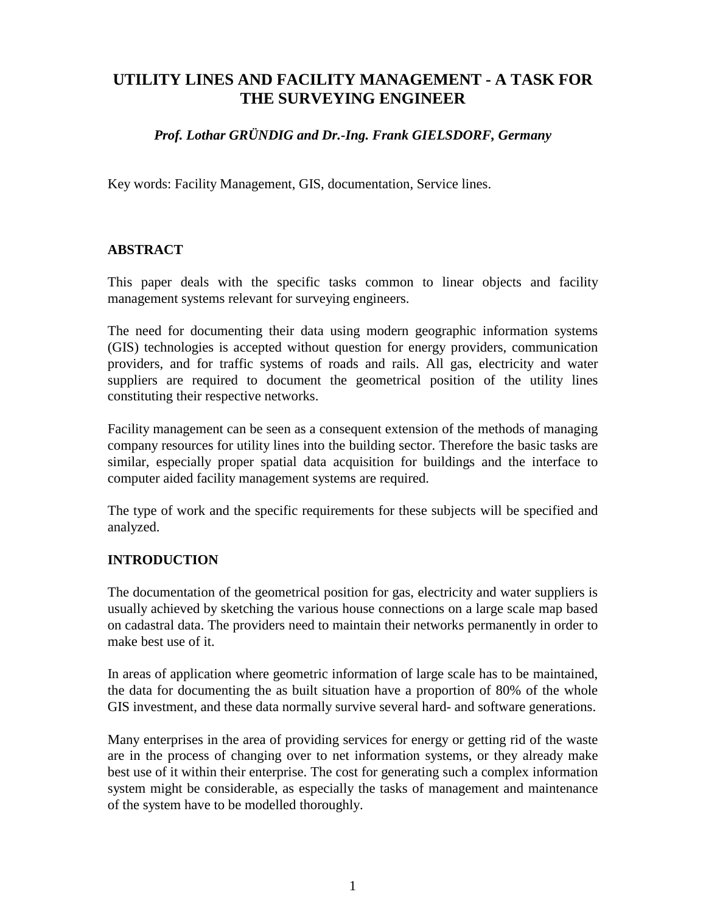# UTILITY LINES AND FACILITY MANAGEMENT - A TASK FOR THE SURVEYING ENGINEER

***Prof. Lothar GRÜNDIG and Dr.-Ing. Frank GIELSDORF, Germany***

Key words: Facility Management, GIS, documentation, Service lines.

## ABSTRACT

This paper deals with the specific tasks common to linear objects and facility management systems relevant for surveying engineers.

The need for documenting their data using modern geographic information systems (GIS) technologies is accepted without question for energy providers, communication providers, and for traffic systems of roads and rails. All gas, electricity and water suppliers are required to document the geometrical position of the utility lines constituting their respective networks.

Facility management can be seen as a consequent extension of the methods of managing company resources for utility lines into the building sector. Therefore the basic tasks are similar, especially proper spatial data acquisition for buildings and the interface to computer aided facility management systems are required.

The type of work and the specific requirements for these subjects will be specified and analyzed.

## INTRODUCTION

The documentation of the geometrical position for gas, electricity and water suppliers is usually achieved by sketching the various house connections on a large scale map based on cadastral data. The providers need to maintain their networks permanently in order to make best use of it.

In areas of application where geometric information of large scale has to be maintained, the data for documenting the as built situation have a proportion of 80% of the whole GIS investment, and these data normally survive several hard- and software generations.

Many enterprises in the area of providing services for energy or getting rid of the waste are in the process of changing over to net information systems, or they already make best use of it within their enterprise. The cost for generating such a complex information system might be considerable, as especially the tasks of management and maintenance of the system have to be modelled thoroughly.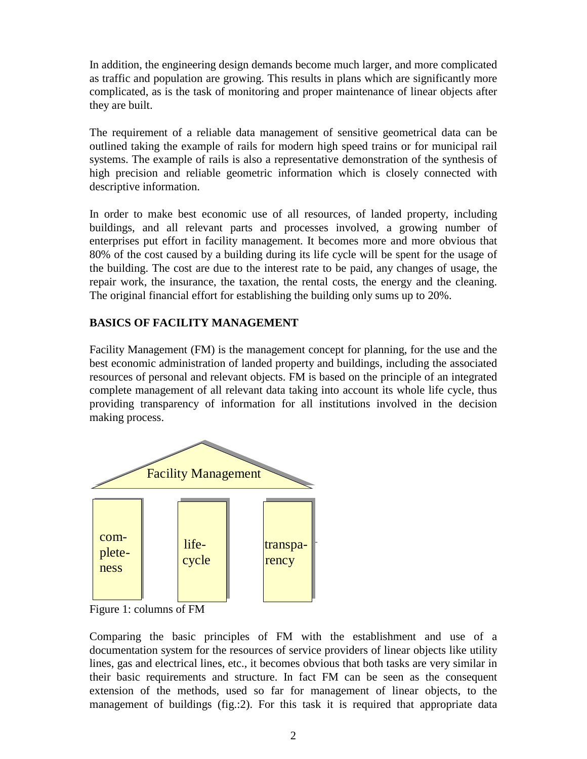In addition, the engineering design demands become much larger, and more complicated as traffic and population are growing. This results in plans which are significantly more complicated, as is the task of monitoring and proper maintenance of linear objects after they are built.

The requirement of a reliable data management of sensitive geometrical data can be outlined taking the example of rails for modern high speed trains or for municipal rail systems. The example of rails is also a representative demonstration of the synthesis of high precision and reliable geometric information which is closely connected with descriptive information.

In order to make best economic use of all resources, of landed property, including buildings, and all relevant parts and processes involved, a growing number of enterprises put effort in facility management. It becomes more and more obvious that 80% of the cost caused by a building during its life cycle will be spent for the usage of the building. The cost are due to the interest rate to be paid, any changes of usage, the repair work, the insurance, the taxation, the rental costs, the energy and the cleaning. The original financial effort for establishing the building only sums up to 20%.

## BASICS OF FACILITY MANAGEMENT

Facility Management (FM) is the management concept for planning, for the use and the best economic administration of landed property and buildings, including the associated resources of personal and relevant objects. FM is based on the principle of an integrated complete management of all relevant data taking into account its whole life cycle, thus providing transparency of information for all institutions involved in the decision making process.

Facility Management

com-plete-ness | life-cycle | transpa-rency

Figure 1: columns of FM

Comparing the basic principles of FM with the establishment and use of a documentation system for the resources of service providers of linear objects like utility lines, gas and electrical lines, etc., it becomes obvious that both tasks are very similar in their basic requirements and structure. In fact FM can be seen as the consequent extension of the methods, used so far for management of linear objects, to the management of buildings (fig.:2). For this task it is required that appropriate data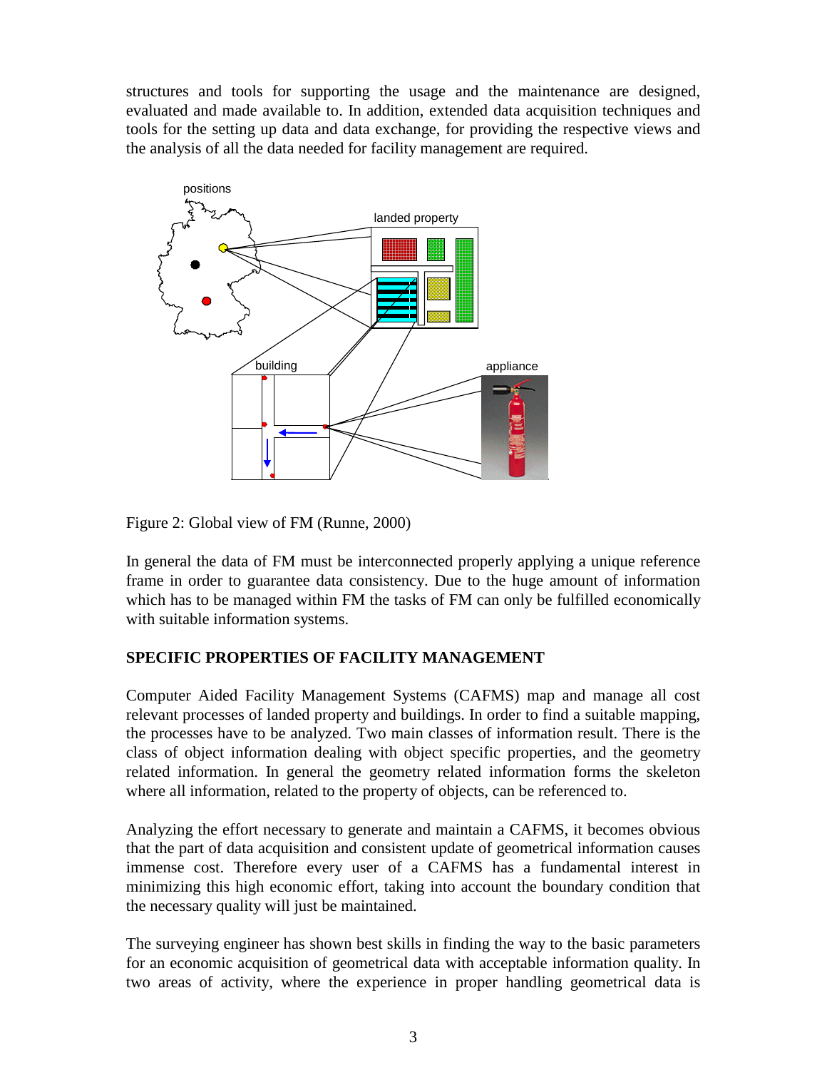structures and tools for supporting the usage and the maintenance are designed, evaluated and made available to. In addition, extended data acquisition techniques and tools for the setting up data and data exchange, for providing the respective views and the analysis of all the data needed for facility management are required.

Figure 2: Global view of FM (Runne, 2000)

In general the data of FM must be interconnected properly applying a unique reference frame in order to guarantee data consistency. Due to the huge amount of information which has to be managed within FM the tasks of FM can only be fulfilled economically with suitable information systems.

## SPECIFIC PROPERTIES OF FACILITY MANAGEMENT

Computer Aided Facility Management Systems (CAFMS) map and manage all cost relevant processes of landed property and buildings. In order to find a suitable mapping, the processes have to be analyzed. Two main classes of information result. There is the class of object information dealing with object specific properties, and the geometry related information. In general the geometry related information forms the skeleton where all information, related to the property of objects, can be referenced to.

Analyzing the effort necessary to generate and maintain a CAFMS, it becomes obvious that the part of data acquisition and consistent update of geometrical information causes immense cost. Therefore every user of a CAFMS has a fundamental interest in minimizing this high economic effort, taking into account the boundary condition that the necessary quality will just be maintained.

The surveying engineer has shown best skills in finding the way to the basic parameters for an economic acquisition of geometrical data with acceptable information quality. In two areas of activity, where the experience in proper handling geometrical data is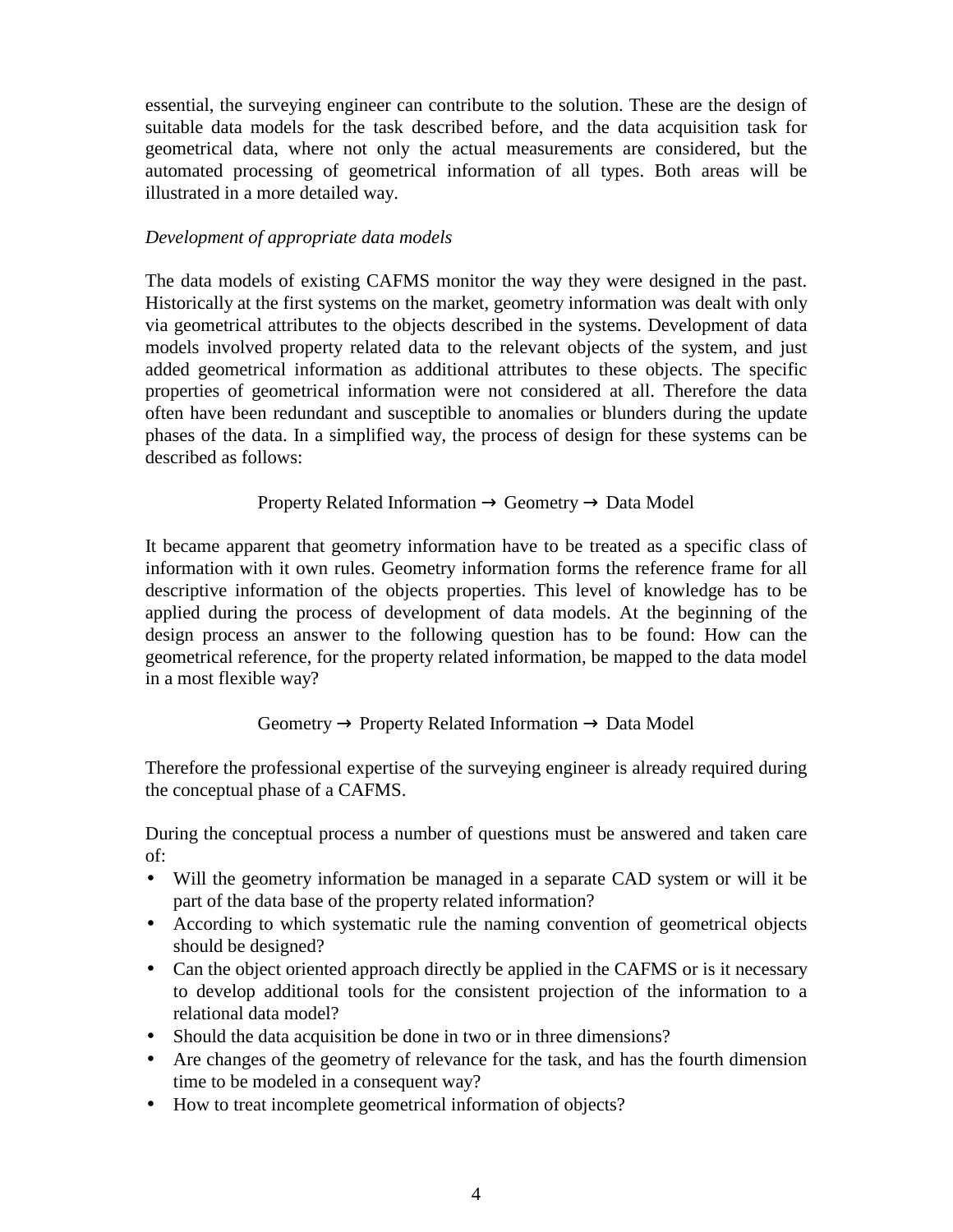essential, the surveying engineer can contribute to the solution. These are the design of suitable data models for the task described before, and the data acquisition task for geometrical data, where not only the actual measurements are considered, but the automated processing of geometrical information of all types. Both areas will be illustrated in a more detailed way.

*Development of appropriate data models*

The data models of existing CAFMS monitor the way they were designed in the past. Historically at the first systems on the market, geometry information was dealt with only via geometrical attributes to the objects described in the systems. Development of data models involved property related data to the relevant objects of the system, and just added geometrical information as additional attributes to these objects. The specific properties of geometrical information were not considered at all. Therefore the data often have been redundant and susceptible to anomalies or blunders during the update phases of the data. In a simplified way, the process of design for these systems can be described as follows:

$$\text{Property Related Information} \rightarrow \text{Geometry} \rightarrow \text{Data Model}$$

It became apparent that geometry information have to be treated as a specific class of information with it own rules. Geometry information forms the reference frame for all descriptive information of the objects properties. This level of knowledge has to be applied during the process of development of data models. At the beginning of the design process an answer to the following question has to be found: How can the geometrical reference, for the property related information, be mapped to the data model in a most flexible way?

$$\text{Geometry} \rightarrow \text{Property Related Information} \rightarrow \text{Data Model}$$

Therefore the professional expertise of the surveying engineer is already required during the conceptual phase of a CAFMS.

During the conceptual process a number of questions must be answered and taken care of:

- Will the geometry information be managed in a separate CAD system or will it be part of the data base of the property related information?
- According to which systematic rule the naming convention of geometrical objects should be designed?
- Can the object oriented approach directly be applied in the CAFMS or is it necessary to develop additional tools for the consistent projection of the information to a relational data model?
- Should the data acquisition be done in two or in three dimensions?
- Are changes of the geometry of relevance for the task, and has the fourth dimension time to be modeled in a consequent way?
- How to treat incomplete geometrical information of objects?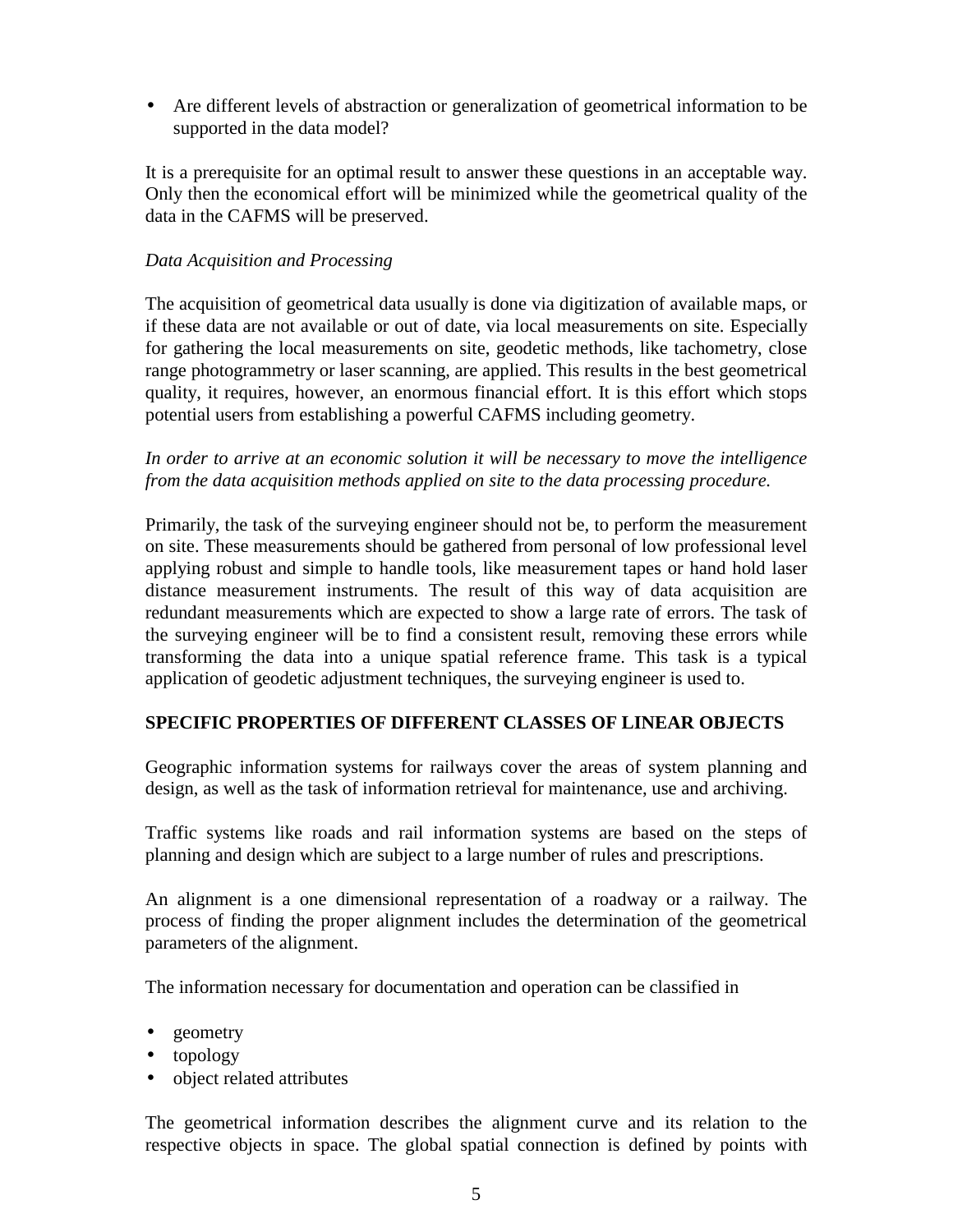- Are different levels of abstraction or generalization of geometrical information to be supported in the data model?

It is a prerequisite for an optimal result to answer these questions in an acceptable way. Only then the economical effort will be minimized while the geometrical quality of the data in the CAFMS will be preserved.

*Data Acquisition and Processing*

The acquisition of geometrical data usually is done via digitization of available maps, or if these data are not available or out of date, via local measurements on site. Especially for gathering the local measurements on site, geodetic methods, like tachometry, close range photogrammetry or laser scanning, are applied. This results in the best geometrical quality, it requires, however, an enormous financial effort. It is this effort which stops potential users from establishing a powerful CAFMS including geometry.

*In order to arrive at an economic solution it will be necessary to move the intelligence from the data acquisition methods applied on site to the data processing procedure.*

Primarily, the task of the surveying engineer should not be, to perform the measurement on site. These measurements should be gathered from personal of low professional level applying robust and simple to handle tools, like measurement tapes or hand hold laser distance measurement instruments. The result of this way of data acquisition are redundant measurements which are expected to show a large rate of errors. The task of the surveying engineer will be to find a consistent result, removing these errors while transforming the data into a unique spatial reference frame. This task is a typical application of geodetic adjustment techniques, the surveying engineer is used to.

**SPECIFIC PROPERTIES OF DIFFERENT CLASSES OF LINEAR OBJECTS**

Geographic information systems for railways cover the areas of system planning and design, as well as the task of information retrieval for maintenance, use and archiving.

Traffic systems like roads and rail information systems are based on the steps of planning and design which are subject to a large number of rules and prescriptions.

An alignment is a one dimensional representation of a roadway or a railway. The process of finding the proper alignment includes the determination of the geometrical parameters of the alignment.

The information necessary for documentation and operation can be classified in

- geometry
- topology
- object related attributes

The geometrical information describes the alignment curve and its relation to the respective objects in space. The global spatial connection is defined by points with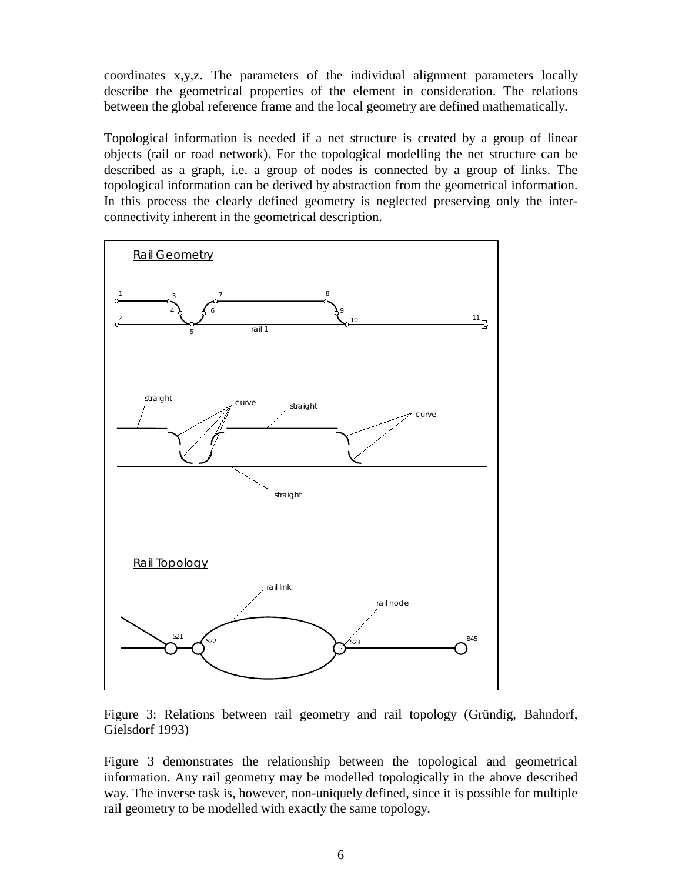coordinates x,y,z. The parameters of the individual alignment parameters locally describe the geometrical properties of the element in consideration. The relations between the global reference frame and the local geometry are defined mathematically.

Topological information is needed if a net structure is created by a group of linear objects (rail or road network). For the topological modelling the net structure can be described as a graph, i.e. a group of nodes is connected by a group of links. The topological information can be derived by abstraction from the geometrical information. In this process the clearly defined geometry is neglected preserving only the inter-connectivity inherent in the geometrical description.

Figure 3: Relations between rail geometry and rail topology (Gründig, Bahndorf, Gielsdorf 1993)

Figure 3 demonstrates the relationship between the topological and geometrical information. Any rail geometry may be modelled topologically in the above described way. The inverse task is, however, non-uniquely defined, since it is possible for multiple rail geometry to be modelled with exactly the same topology.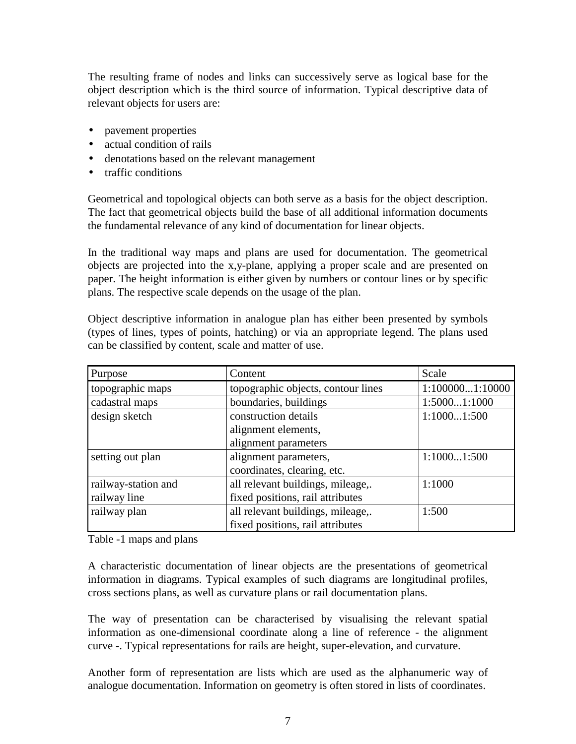The resulting frame of nodes and links can successively serve as logical base for the object description which is the third source of information. Typical descriptive data of relevant objects for users are:

- pavement properties
- actual condition of rails
- denotations based on the relevant management
- traffic conditions

Geometrical and topological objects can both serve as a basis for the object description. The fact that geometrical objects build the base of all additional information documents the fundamental relevance of any kind of documentation for linear objects.

In the traditional way maps and plans are used for documentation. The geometrical objects are projected into the x,y-plane, applying a proper scale and are presented on paper. The height information is either given by numbers or contour lines or by specific plans. The respective scale depends on the usage of the plan.

Object descriptive information in analogue plan has either been presented by symbols (types of lines, types of points, hatching) or via an appropriate legend. The plans used can be classified by content, scale and matter of use.

| Purpose | Content | Scale |
|---|---|---|
| topographic maps | topographic objects, contour lines | 1:100000...1:10000 |
| cadastral maps | boundaries, buildings | 1:5000...1:1000 |
| design sketch | construction details<br>alignment elements,<br>alignment parameters | 1:1000...1:500 |
| setting out plan | alignment parameters,<br>coordinates, clearing, etc. | 1:1000...1:500 |
| railway-station and railway line | all relevant buildings, mileage,.<br>fixed positions, rail attributes | 1:1000 |
| railway plan | all relevant buildings, mileage,.<br>fixed positions, rail attributes | 1:500 |

Table -1 maps and plans

A characteristic documentation of linear objects are the presentations of geometrical information in diagrams. Typical examples of such diagrams are longitudinal profiles, cross sections plans, as well as curvature plans or rail documentation plans.

The way of presentation can be characterised by visualising the relevant spatial information as one-dimensional coordinate along a line of reference - the alignment curve -. Typical representations for rails are height, super-elevation, and curvature.

Another form of representation are lists which are used as the alphanumeric way of analogue documentation. Information on geometry is often stored in lists of coordinates.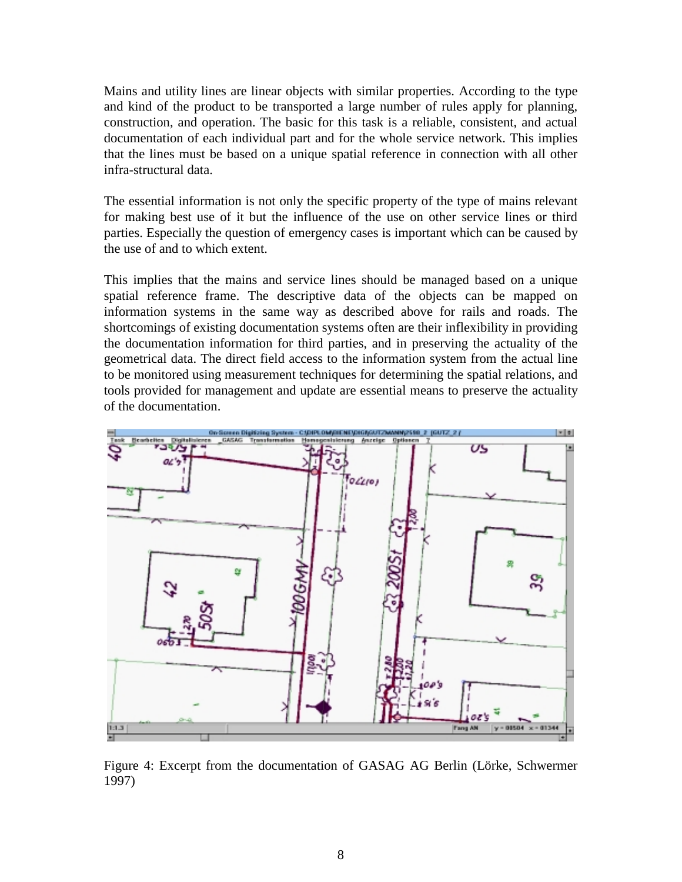Mains and utility lines are linear objects with similar properties. According to the type and kind of the product to be transported a large number of rules apply for planning, construction, and operation. The basic for this task is a reliable, consistent, and actual documentation of each individual part and for the whole service network. This implies that the lines must be based on a unique spatial reference in connection with all other infra-structural data.

The essential information is not only the specific property of the type of mains relevant for making best use of it but the influence of the use on other service lines or third parties. Especially the question of emergency cases is important which can be caused by the use of and to which extent.

This implies that the mains and service lines should be managed based on a unique spatial reference frame. The descriptive data of the objects can be mapped on information systems in the same way as described above for rails and roads. The shortcomings of existing documentation systems often are their inflexibility in providing the documentation information for third parties, and in preserving the actuality of the geometrical data. The direct field access to the information system from the actual line to be monitored using measurement techniques for determining the spatial relations, and tools provided for management and update are essential means to preserve the actuality of the documentation.

Figure 4: Excerpt from the documentation of GASAG AG Berlin (Lörke, Schwermer 1997)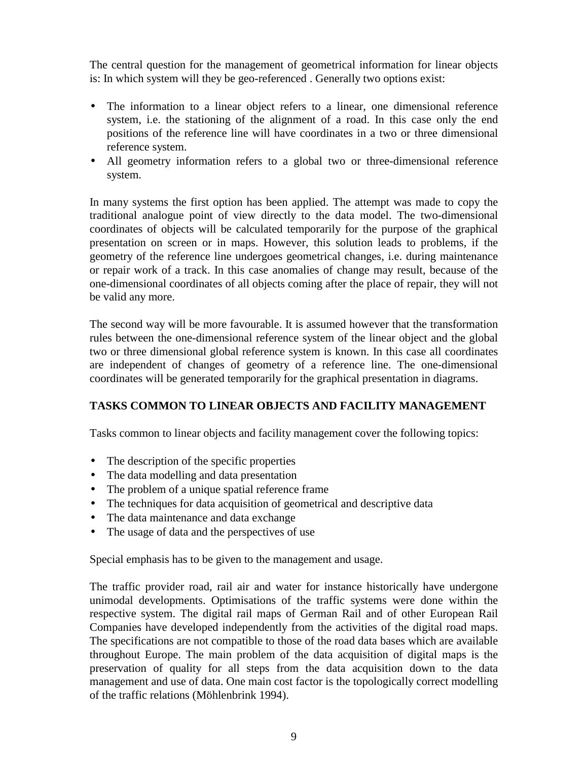The central question for the management of geometrical information for linear objects is: In which system will they be geo-referenced . Generally two options exist:

- The information to a linear object refers to a linear, one dimensional reference system, i.e. the stationing of the alignment of a road. In this case only the end positions of the reference line will have coordinates in a two or three dimensional reference system.
- All geometry information refers to a global two or three-dimensional reference system.

In many systems the first option has been applied. The attempt was made to copy the traditional analogue point of view directly to the data model. The two-dimensional coordinates of objects will be calculated temporarily for the purpose of the graphical presentation on screen or in maps. However, this solution leads to problems, if the geometry of the reference line undergoes geometrical changes, i.e. during maintenance or repair work of a track. In this case anomalies of change may result, because of the one-dimensional coordinates of all objects coming after the place of repair, they will not be valid any more.

The second way will be more favourable. It is assumed however that the transformation rules between the one-dimensional reference system of the linear object and the global two or three dimensional global reference system is known. In this case all coordinates are independent of changes of geometry of a reference line. The one-dimensional coordinates will be generated temporarily for the graphical presentation in diagrams.

## TASKS COMMON TO LINEAR OBJECTS AND FACILITY MANAGEMENT

Tasks common to linear objects and facility management cover the following topics:

- The description of the specific properties
- The data modelling and data presentation
- The problem of a unique spatial reference frame
- The techniques for data acquisition of geometrical and descriptive data
- The data maintenance and data exchange
- The usage of data and the perspectives of use

Special emphasis has to be given to the management and usage.

The traffic provider road, rail air and water for instance historically have undergone unimodal developments. Optimisations of the traffic systems were done within the respective system. The digital rail maps of German Rail and of other European Rail Companies have developed independently from the activities of the digital road maps. The specifications are not compatible to those of the road data bases which are available throughout Europe. The main problem of the data acquisition of digital maps is the preservation of quality for all steps from the data acquisition down to the data management and use of data. One main cost factor is the topologically correct modelling of the traffic relations (Möhlenbrink 1994).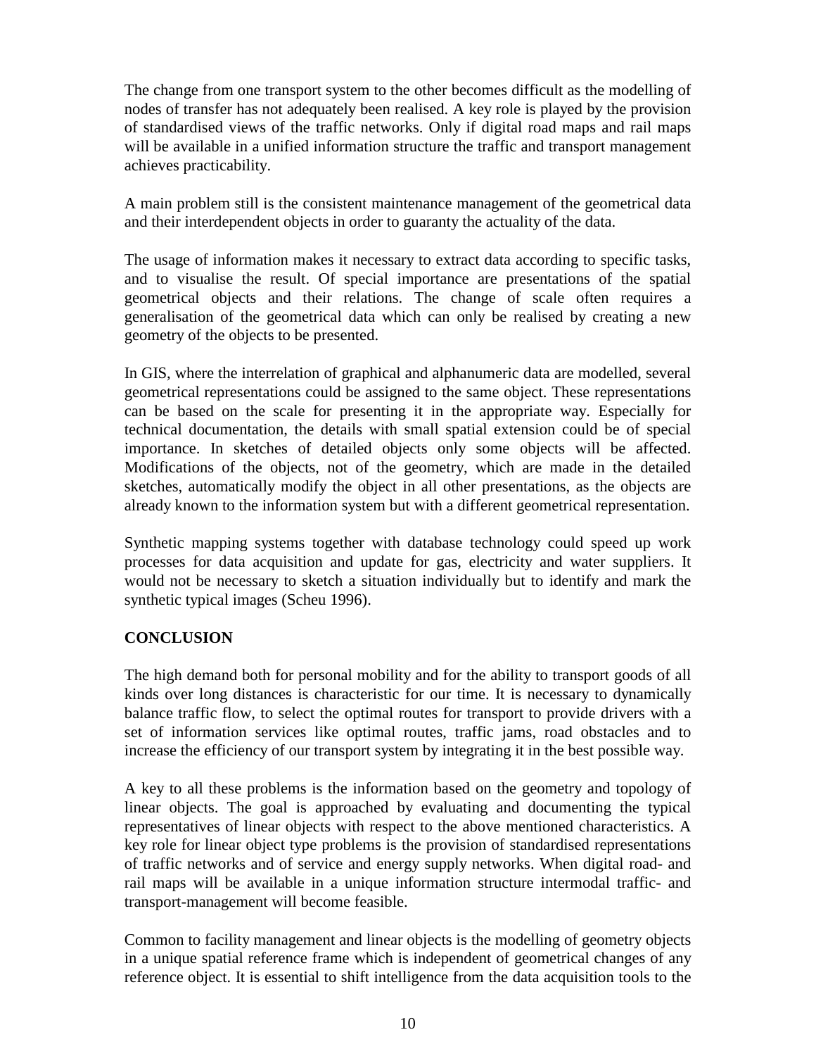The change from one transport system to the other becomes difficult as the modelling of nodes of transfer has not adequately been realised. A key role is played by the provision of standardised views of the traffic networks. Only if digital road maps and rail maps will be available in a unified information structure the traffic and transport management achieves practicability.

A main problem still is the consistent maintenance management of the geometrical data and their interdependent objects in order to guaranty the actuality of the data.

The usage of information makes it necessary to extract data according to specific tasks, and to visualise the result. Of special importance are presentations of the spatial geometrical objects and their relations. The change of scale often requires a generalisation of the geometrical data which can only be realised by creating a new geometry of the objects to be presented.

In GIS, where the interrelation of graphical and alphanumeric data are modelled, several geometrical representations could be assigned to the same object. These representations can be based on the scale for presenting it in the appropriate way. Especially for technical documentation, the details with small spatial extension could be of special importance. In sketches of detailed objects only some objects will be affected. Modifications of the objects, not of the geometry, which are made in the detailed sketches, automatically modify the object in all other presentations, as the objects are already known to the information system but with a different geometrical representation.

Synthetic mapping systems together with database technology could speed up work processes for data acquisition and update for gas, electricity and water suppliers. It would not be necessary to sketch a situation individually but to identify and mark the synthetic typical images (Scheu 1996).

## CONCLUSION

The high demand both for personal mobility and for the ability to transport goods of all kinds over long distances is characteristic for our time. It is necessary to dynamically balance traffic flow, to select the optimal routes for transport to provide drivers with a set of information services like optimal routes, traffic jams, road obstacles and to increase the efficiency of our transport system by integrating it in the best possible way.

A key to all these problems is the information based on the geometry and topology of linear objects. The goal is approached by evaluating and documenting the typical representatives of linear objects with respect to the above mentioned characteristics. A key role for linear object type problems is the provision of standardised representations of traffic networks and of service and energy supply networks. When digital road- and rail maps will be available in a unique information structure intermodal traffic- and transport-management will become feasible.

Common to facility management and linear objects is the modelling of geometry objects in a unique spatial reference frame which is independent of geometrical changes of any reference object. It is essential to shift intelligence from the data acquisition tools to the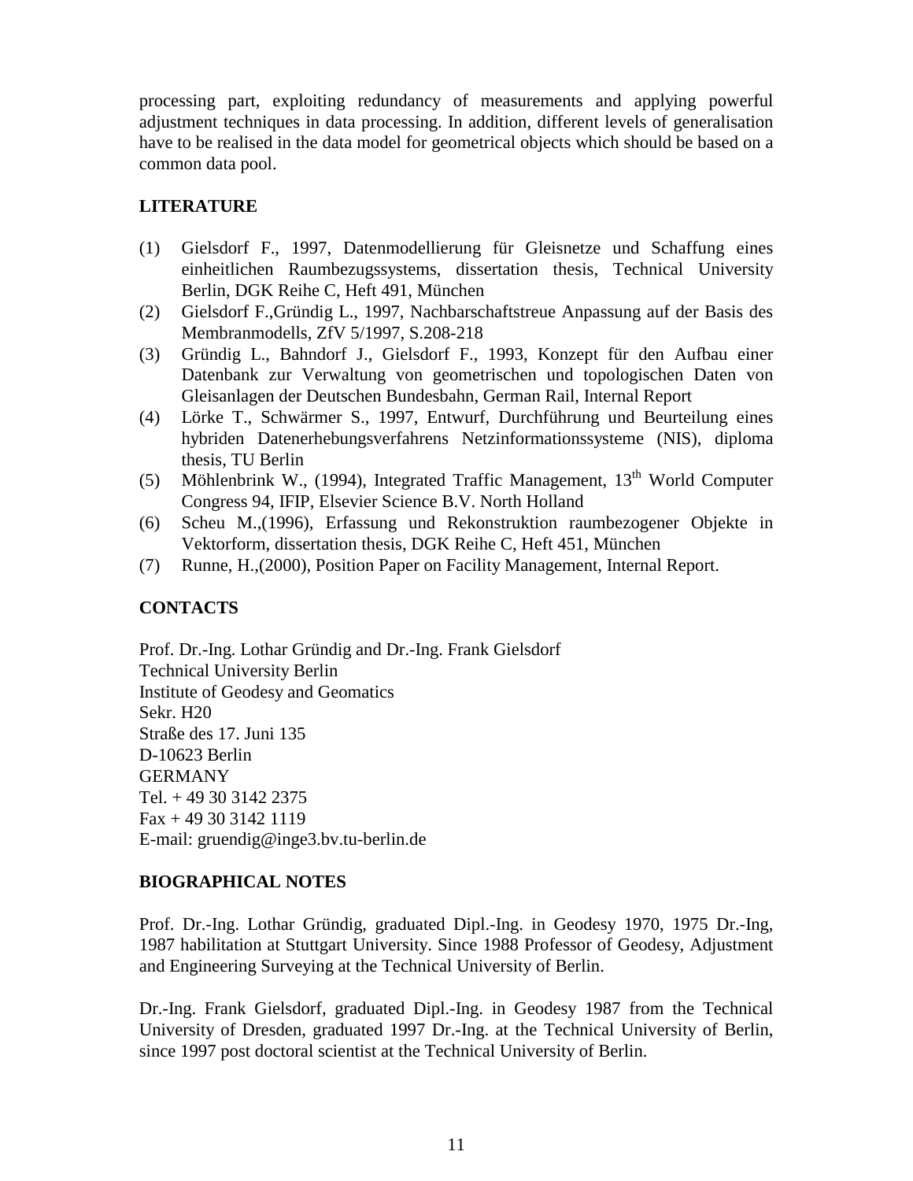processing part, exploiting redundancy of measurements and applying powerful adjustment techniques in data processing. In addition, different levels of generalisation have to be realised in the data model for geometrical objects which should be based on a common data pool.

## LITERATURE

(1) Gielsdorf F., 1997, Datenmodellierung für Gleisnetze und Schaffung eines einheitlichen Raumbezugssystems, dissertation thesis, Technical University Berlin, DGK Reihe C, Heft 491, München

(2) Gielsdorf F.,Gründig L., 1997, Nachbarschaftstreue Anpassung auf der Basis des Membranmodells, ZfV 5/1997, S.208-218

(3) Gründig L., Bahndorf J., Gielsdorf F., 1993, Konzept für den Aufbau einer Datenbank zur Verwaltung von geometrischen und topologischen Daten von Gleisanlagen der Deutschen Bundesbahn, German Rail, Internal Report

(4) Lörke T., Schwärmer S., 1997, Entwurf, Durchführung und Beurteilung eines hybriden Datenerhebungsverfahrens Netzinformationssysteme (NIS), diploma thesis, TU Berlin

(5) Möhlenbrink W., (1994), Integrated Traffic Management, 13th World Computer Congress 94, IFIP, Elsevier Science B.V. North Holland

(6) Scheu M.,(1996), Erfassung und Rekonstruktion raumbezogener Objekte in Vektorform, dissertation thesis, DGK Reihe C, Heft 451, München

(7) Runne, H.,(2000), Position Paper on Facility Management, Internal Report.

## CONTACTS

Prof. Dr.-Ing. Lothar Gründig and Dr.-Ing. Frank Gielsdorf
Technical University Berlin
Institute of Geodesy and Geomatics
Sekr. H20
Straße des 17. Juni 135
D-10623 Berlin
GERMANY
Tel. + 49 30 3142 2375
Fax + 49 30 3142 1119
E-mail: gruendig@inge3.bv.tu-berlin.de

## BIOGRAPHICAL NOTES

Prof. Dr.-Ing. Lothar Gründig, graduated Dipl.-Ing. in Geodesy 1970, 1975 Dr.-Ing, 1987 habilitation at Stuttgart University. Since 1988 Professor of Geodesy, Adjustment and Engineering Surveying at the Technical University of Berlin.

Dr.-Ing. Frank Gielsdorf, graduated Dipl.-Ing. in Geodesy 1987 from the Technical University of Dresden, graduated 1997 Dr.-Ing. at the Technical University of Berlin, since 1997 post doctoral scientist at the Technical University of Berlin.